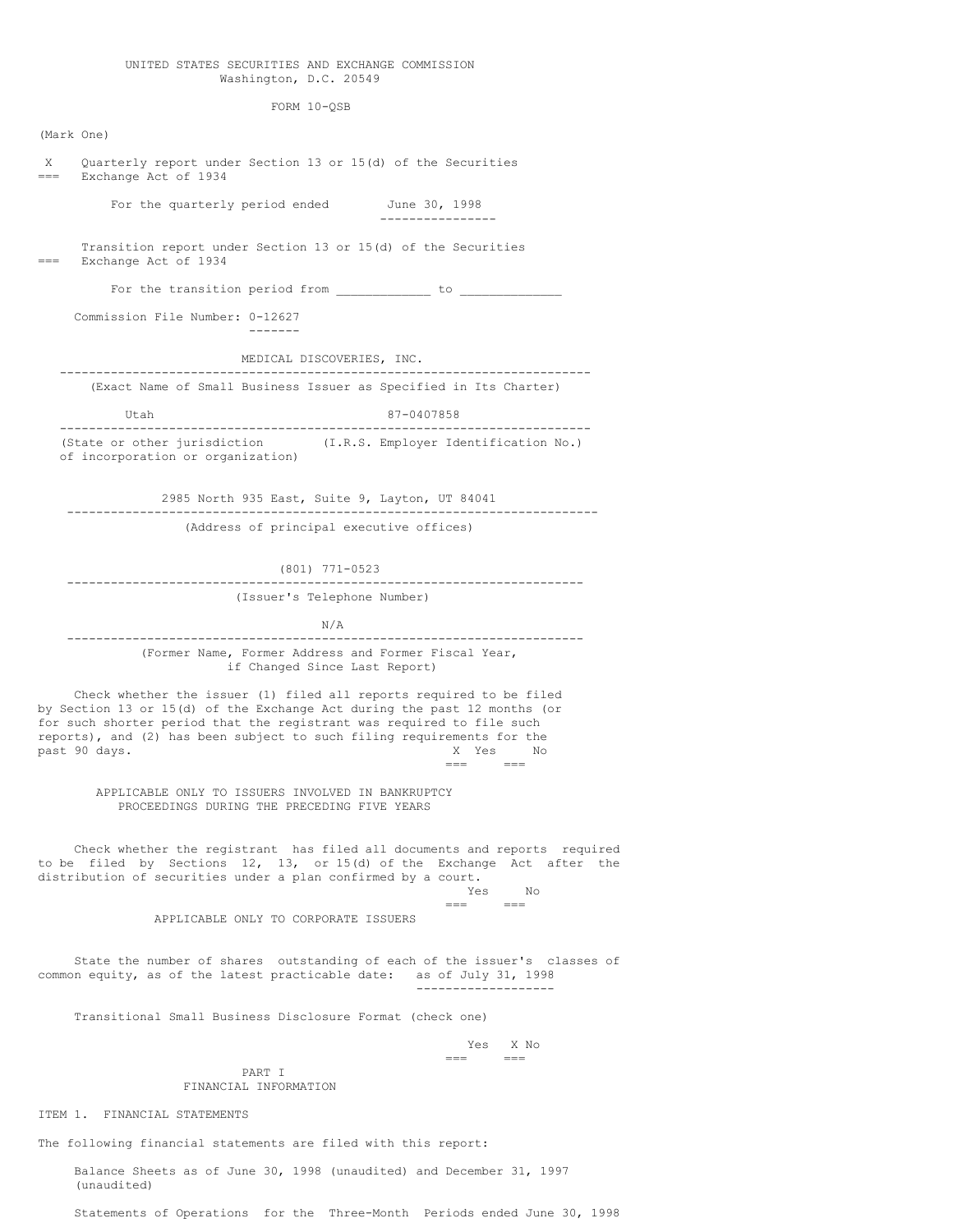UNITED STATES SECURITIES AND EXCHANGE COMMISSION
Washington, D.C. 20549

FORM 10-QSB

(Mark One)

X Quarterly report under Section 13 or 15(d) of the Securities Exchange Act of 1934

For the quarterly period ended June 30, 1998

Transition report under Section 13 or 15(d) of the Securities Exchange Act of 1934

For the transition period from ____________ to _____________

Commission File Number: 0-12627

MEDICAL DISCOVERIES, INC.

(Exact Name of Small Business Issuer as Specified in Its Charter)

| Utah | 87-0407858 |
|---|---|
| (State or other jurisdiction of incorporation or organization) | (I.R.S. Employer Identification No.) |

2985 North 935 East, Suite 9, Layton, UT 84041

(Address of principal executive offices)

(801) 771-0523

(Issuer's Telephone Number)

N/A

(Former Name, Former Address and Former Fiscal Year, if Changed Since Last Report)

Check whether the issuer (1) filed all reports required to be filed by Section 13 or 15(d) of the Exchange Act during the past 12 months (or for such shorter period that the registrant was required to file such reports), and (2) has been subject to such filing requirements for the past 90 days. X Yes No

APPLICABLE ONLY TO ISSUERS INVOLVED IN BANKRUPTCY PROCEEDINGS DURING THE PRECEDING FIVE YEARS

Check whether the registrant has filed all documents and reports required to be filed by Sections 12, 13, or 15(d) of the Exchange Act after the distribution of securities under a plan confirmed by a court. Yes No

APPLICABLE ONLY TO CORPORATE ISSUERS

State the number of shares outstanding of each of the issuer's classes of common equity, as of the latest practicable date: as of July 31, 1998

Transitional Small Business Disclosure Format (check one)

Yes X No

PART I
FINANCIAL INFORMATION

ITEM 1. FINANCIAL STATEMENTS

The following financial statements are filed with this report:

Balance Sheets as of June 30, 1998 (unaudited) and December 31, 1997 (unaudited)

Statements of Operations for the Three-Month Periods ended June 30, 1998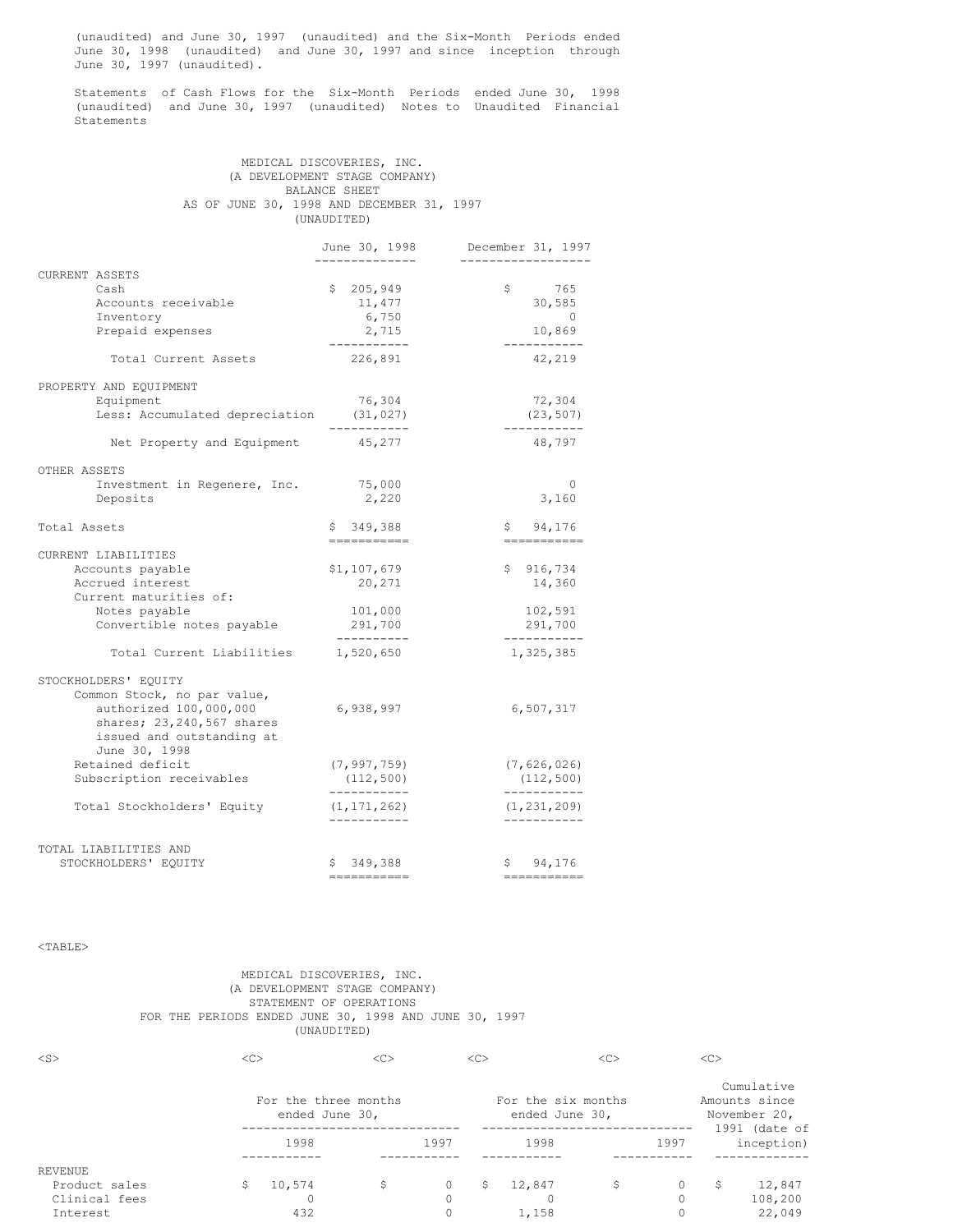(unaudited) and June 30, 1997 (unaudited) and the Six-Month Periods ended June 30, 1998 (unaudited) and June 30, 1997 and since inception through June 30, 1997 (unaudited).

Statements of Cash Flows for the Six-Month Periods ended June 30, 1998 (unaudited) and June 30, 1997 (unaudited) Notes to Unaudited Financial Statements

MEDICAL DISCOVERIES, INC.
(A DEVELOPMENT STAGE COMPANY)
BALANCE SHEET
AS OF JUNE 30, 1998 AND DECEMBER 31, 1997
(UNAUDITED)

| | June 30, 1998 | December 31, 1997 |
|---|---|---|
| **CURRENT ASSETS** | | |
| Cash | $ 205,949 | $ 765 |
| Accounts receivable | 11,477 | 30,585 |
| Inventory | 6,750 | 0 |
| Prepaid expenses | 2,715 | 10,869 |
| Total Current Assets | 226,891 | 42,219 |
| **PROPERTY AND EQUIPMENT** | | |
| Equipment | 76,304 | 72,304 |
| Less: Accumulated depreciation | (31,027) | (23,507) |
| Net Property and Equipment | 45,277 | 48,797 |
| **OTHER ASSETS** | | |
| Investment in Regenere, Inc. | 75,000 | 0 |
| Deposits | 2,220 | 3,160 |
| Total Assets | $ 349,388 | $ 94,176 |
| **CURRENT LIABILITIES** | | |
| Accounts payable | $1,107,679 | $ 916,734 |
| Accrued interest | 20,271 | 14,360 |
| Current maturities of: | | |
| Notes payable | 101,000 | 102,591 |
| Convertible notes payable | 291,700 | 291,700 |
| Total Current Liabilities | 1,520,650 | 1,325,385 |
| **STOCKHOLDERS' EQUITY** | | |
| Common Stock, no par value, authorized 100,000,000 shares; 23,240,567 shares issued and outstanding at June 30, 1998 | 6,938,997 | 6,507,317 |
| Retained deficit | (7,997,759) | (7,626,026) |
| Subscription receivables | (112,500) | (112,500) |
| Total Stockholders' Equity | (1,171,262) | (1,231,209) |
| TOTAL LIABILITIES AND STOCKHOLDERS' EQUITY | $ 349,388 | $ 94,176 |

MEDICAL DISCOVERIES, INC.
(A DEVELOPMENT STAGE COMPANY)
STATEMENT OF OPERATIONS
FOR THE PERIODS ENDED JUNE 30, 1998 AND JUNE 30, 1997
(UNAUDITED)

| | For the three months ended June 30, | | For the six months ended June 30, | | Cumulative Amounts since November 20, 1991 (date of inception) |
|---|---|---|---|---|---|
| | 1998 | 1997 | 1998 | 1997 | |
| **REVENUE** | | | | | |
| Product sales | $ 10,574 | $ 0 | $ 12,847 | $ 0 | $ 12,847 |
| Clinical fees | 0 | 0 | 0 | 0 | 108,200 |
| Interest | 432 | 0 | 1,158 | 0 | 22,049 |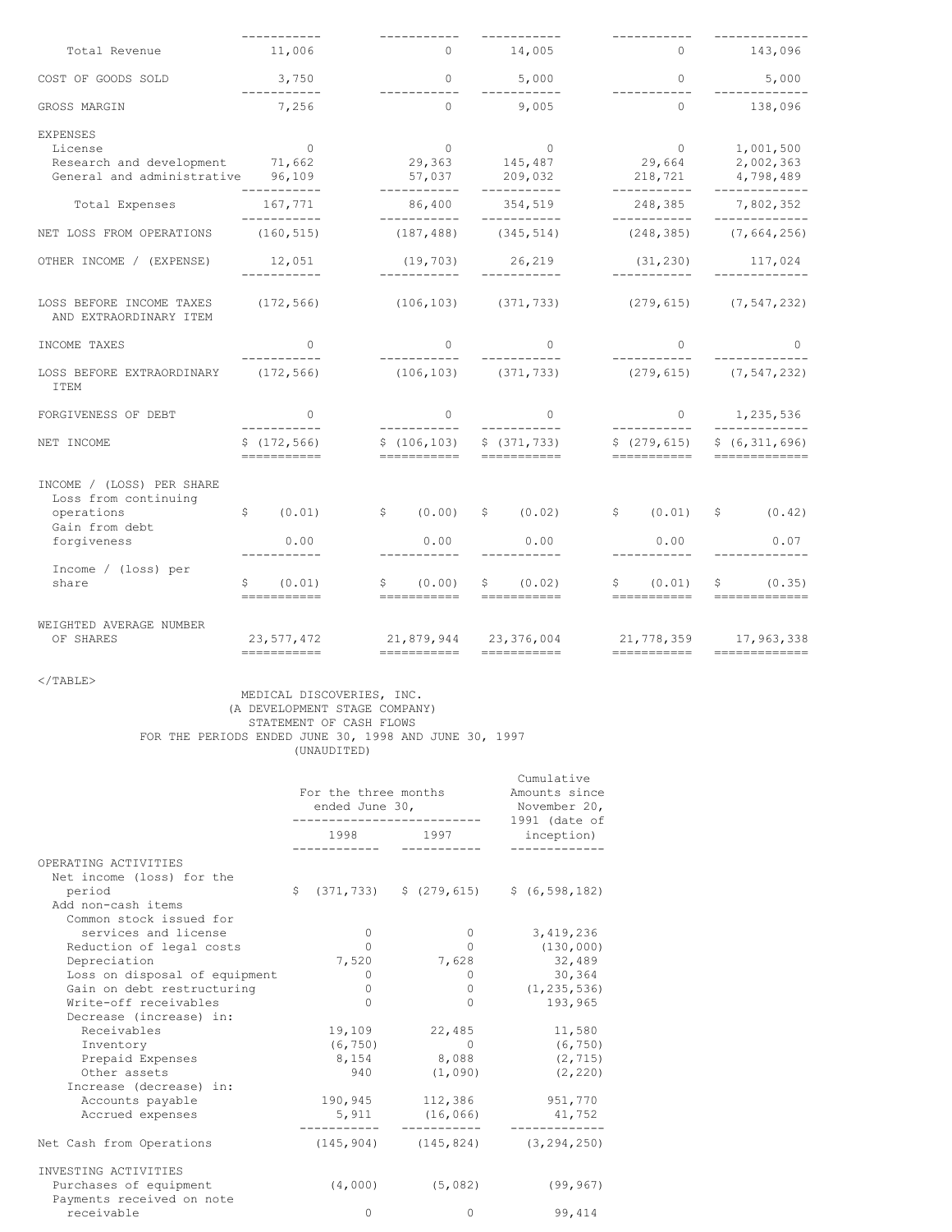| | | | | | |
|---|---|---|---|---|---|
| Total Revenue | 11,006 | 0 | 14,005 | 0 | 143,096 |
| COST OF GOODS SOLD | 3,750 | 0 | 5,000 | 0 | 5,000 |
| GROSS MARGIN | 7,256 | 0 | 9,005 | 0 | 138,096 |
| EXPENSES | | | | | |
| License | 0 | 0 | 0 | 0 | 1,001,500 |
| Research and development | 71,662 | 29,363 | 145,487 | 29,664 | 2,002,363 |
| General and administrative | 96,109 | 57,037 | 209,032 | 218,721 | 4,798,489 |
| Total Expenses | 167,771 | 86,400 | 354,519 | 248,385 | 7,802,352 |
| NET LOSS FROM OPERATIONS | (160,515) | (187,488) | (345,514) | (248,385) | (7,664,256) |
| OTHER INCOME / (EXPENSE) | 12,051 | (19,703) | 26,219 | (31,230) | 117,024 |
| LOSS BEFORE INCOME TAXES AND EXTRAORDINARY ITEM | (172,566) | (106,103) | (371,733) | (279,615) | (7,547,232) |
| INCOME TAXES | 0 | 0 | 0 | 0 | 0 |
| LOSS BEFORE EXTRAORDINARY ITEM | (172,566) | (106,103) | (371,733) | (279,615) | (7,547,232) |
| FORGIVENESS OF DEBT | 0 | 0 | 0 | 0 | 1,235,536 |
| NET INCOME | $ (172,566) | $ (106,103) | $ (371,733) | $ (279,615) | $ (6,311,696) |
| INCOME / (LOSS) PER SHARE | | | | | |
| Loss from continuing operations | $ (0.01) | $ (0.00) | $ (0.02) | $ (0.01) | $ (0.42) |
| Gain from debt forgiveness | 0.00 | 0.00 | 0.00 | 0.00 | 0.07 |
| Income / (loss) per share | $ (0.01) | $ (0.00) | $ (0.02) | $ (0.01) | $ (0.35) |
| WEIGHTED AVERAGE NUMBER OF SHARES | 23,577,472 | 21,879,944 | 23,376,004 | 21,778,359 | 17,963,338 |

</TABLE>

MEDICAL DISCOVERIES, INC.
(A DEVELOPMENT STAGE COMPANY)
STATEMENT OF CASH FLOWS
FOR THE PERIODS ENDED JUNE 30, 1998 AND JUNE 30, 1997
(UNAUDITED)

| | For the three months ended June 30, | | Cumulative Amounts since November 20, 1991 (date of inception) |
|---|---|---|---|
| | 1998 | 1997 | |
| OPERATING ACTIVITIES | | | |
| Net income (loss) for the period | $ (371,733) | $ (279,615) | $ (6,598,182) |
| Add non-cash items | | | |
| Common stock issued for services and license | 0 | 0 | 3,419,236 |
| Reduction of legal costs | 0 | 0 | (130,000) |
| Depreciation | 7,520 | 7,628 | 32,489 |
| Loss on disposal of equipment | 0 | 0 | 30,364 |
| Gain on debt restructuring | 0 | 0 | (1,235,536) |
| Write-off receivables | 0 | 0 | 193,965 |
| Decrease (increase) in: | | | |
| Receivables | 19,109 | 22,485 | 11,580 |
| Inventory | (6,750) | 0 | (6,750) |
| Prepaid Expenses | 8,154 | 8,088 | (2,715) |
| Other assets | 940 | (1,090) | (2,220) |
| Increase (decrease) in: | | | |
| Accounts payable | 190,945 | 112,386 | 951,770 |
| Accrued expenses | 5,911 | (16,066) | 41,752 |
| Net Cash from Operations | (145,904) | (145,824) | (3,294,250) |
| INVESTING ACTIVITIES | | | |
| Purchases of equipment | (4,000) | (5,082) | (99,967) |
| Payments received on note receivable | 0 | 0 | 99,414 |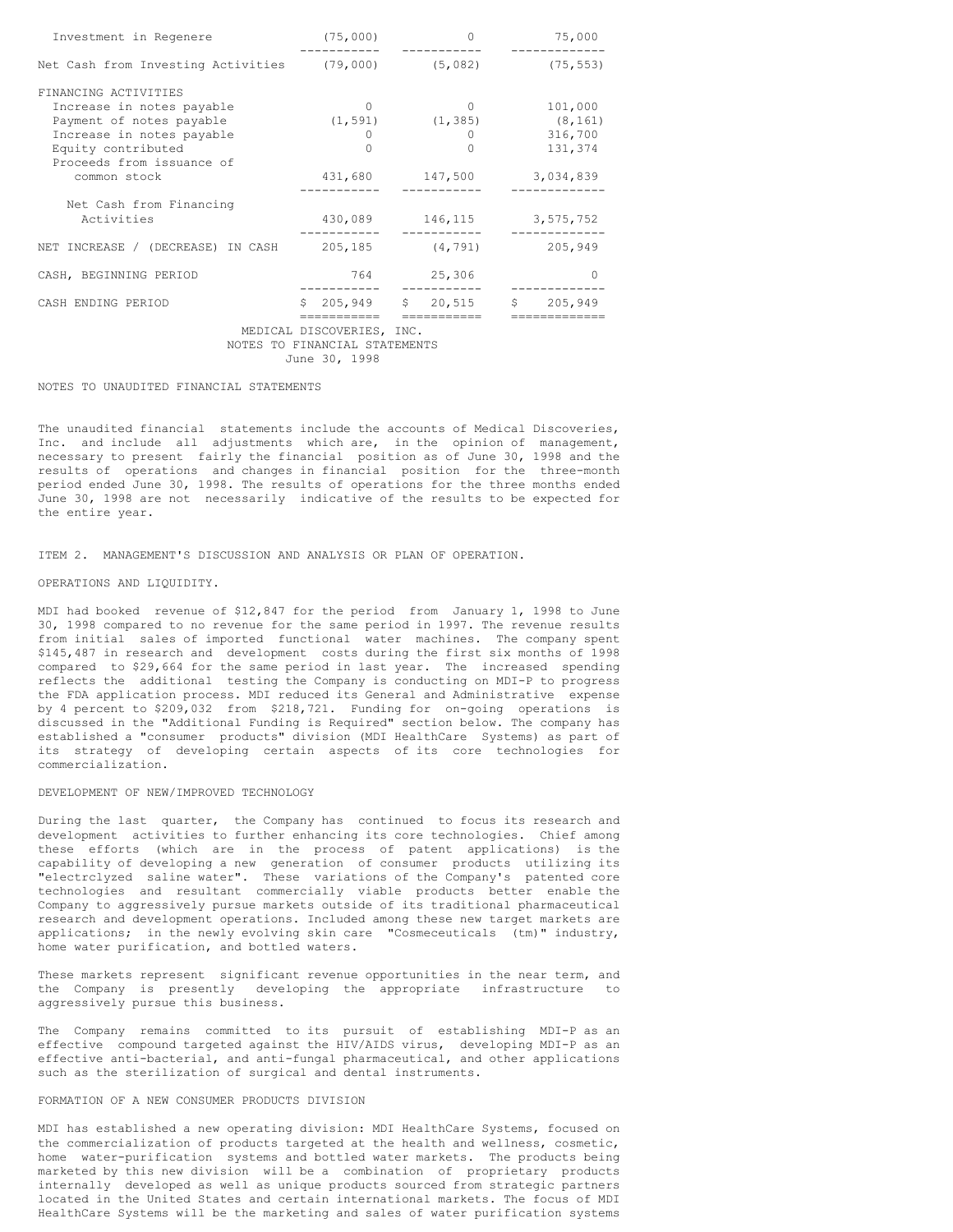| | | | |
|---|---|---|---|
| Investment in Regenere | (75,000) | 0 | 75,000 |
| Net Cash from Investing Activities | (79,000) | (5,082) | (75,553) |
| FINANCING ACTIVITIES | | | |
| Increase in notes payable | 0 | 0 | 101,000 |
| Payment of notes payable | (1,591) | (1,385) | (8,161) |
| Increase in notes payable | 0 | 0 | 316,700 |
| Equity contributed | 0 | 0 | 131,374 |
| Proceeds from issuance of common stock | 431,680 | 147,500 | 3,034,839 |
| Net Cash from Financing Activities | 430,089 | 146,115 | 3,575,752 |
| NET INCREASE / (DECREASE) IN CASH | 205,185 | (4,791) | 205,949 |
| CASH, BEGINNING PERIOD | 764 | 25,306 | 0 |
| CASH ENDING PERIOD | $ 205,949 | $ 20,515 | $ 205,949 |

MEDICAL DISCOVERIES, INC.
NOTES TO FINANCIAL STATEMENTS
June 30, 1998

NOTES TO UNAUDITED FINANCIAL STATEMENTS

The unaudited financial statements include the accounts of Medical Discoveries, Inc. and include all adjustments which are, in the opinion of management, necessary to present fairly the financial position as of June 30, 1998 and the results of operations and changes in financial position for the three-month period ended June 30, 1998. The results of operations for the three months ended June 30, 1998 are not necessarily indicative of the results to be expected for the entire year.

ITEM 2. MANAGEMENT'S DISCUSSION AND ANALYSIS OR PLAN OF OPERATION.

OPERATIONS AND LIQUIDITY.

MDI had booked revenue of $12,847 for the period from January 1, 1998 to June 30, 1998 compared to no revenue for the same period in 1997. The revenue results from initial sales of imported functional water machines. The company spent $145,487 in research and development costs during the first six months of 1998 compared to $29,664 for the same period in last year. The increased spending reflects the additional testing the Company is conducting on MDI-P to progress the FDA application process. MDI reduced its General and Administrative expense by 4 percent to $209,032 from $218,721. Funding for on-going operations is discussed in the "Additional Funding is Required" section below. The company has established a "consumer products" division (MDI HealthCare Systems) as part of its strategy of developing certain aspects of its core technologies for commercialization.

DEVELOPMENT OF NEW/IMPROVED TECHNOLOGY

During the last quarter, the Company has continued to focus its research and development activities to further enhancing its core technologies. Chief among these efforts (which are in the process of patent applications) is the capability of developing a new generation of consumer products utilizing its "electrclyzed saline water". These variations of the Company's patented core technologies and resultant commercially viable products better enable the Company to aggressively pursue markets outside of its traditional pharmaceutical research and development operations. Included among these new target markets are applications; in the newly evolving skin care "Cosmeceuticals (tm)" industry, home water purification, and bottled waters.

These markets represent significant revenue opportunities in the near term, and the Company is presently developing the appropriate infrastructure to aggressively pursue this business.

The Company remains committed to its pursuit of establishing MDI-P as an effective compound targeted against the HIV/AIDS virus, developing MDI-P as an effective anti-bacterial, and anti-fungal pharmaceutical, and other applications such as the sterilization of surgical and dental instruments.

FORMATION OF A NEW CONSUMER PRODUCTS DIVISION

MDI has established a new operating division: MDI HealthCare Systems, focused on the commercialization of products targeted at the health and wellness, cosmetic, home water-purification systems and bottled water markets. The products being marketed by this new division will be a combination of proprietary products internally developed as well as unique products sourced from strategic partners located in the United States and certain international markets. The focus of MDI HealthCare Systems will be the marketing and sales of water purification systems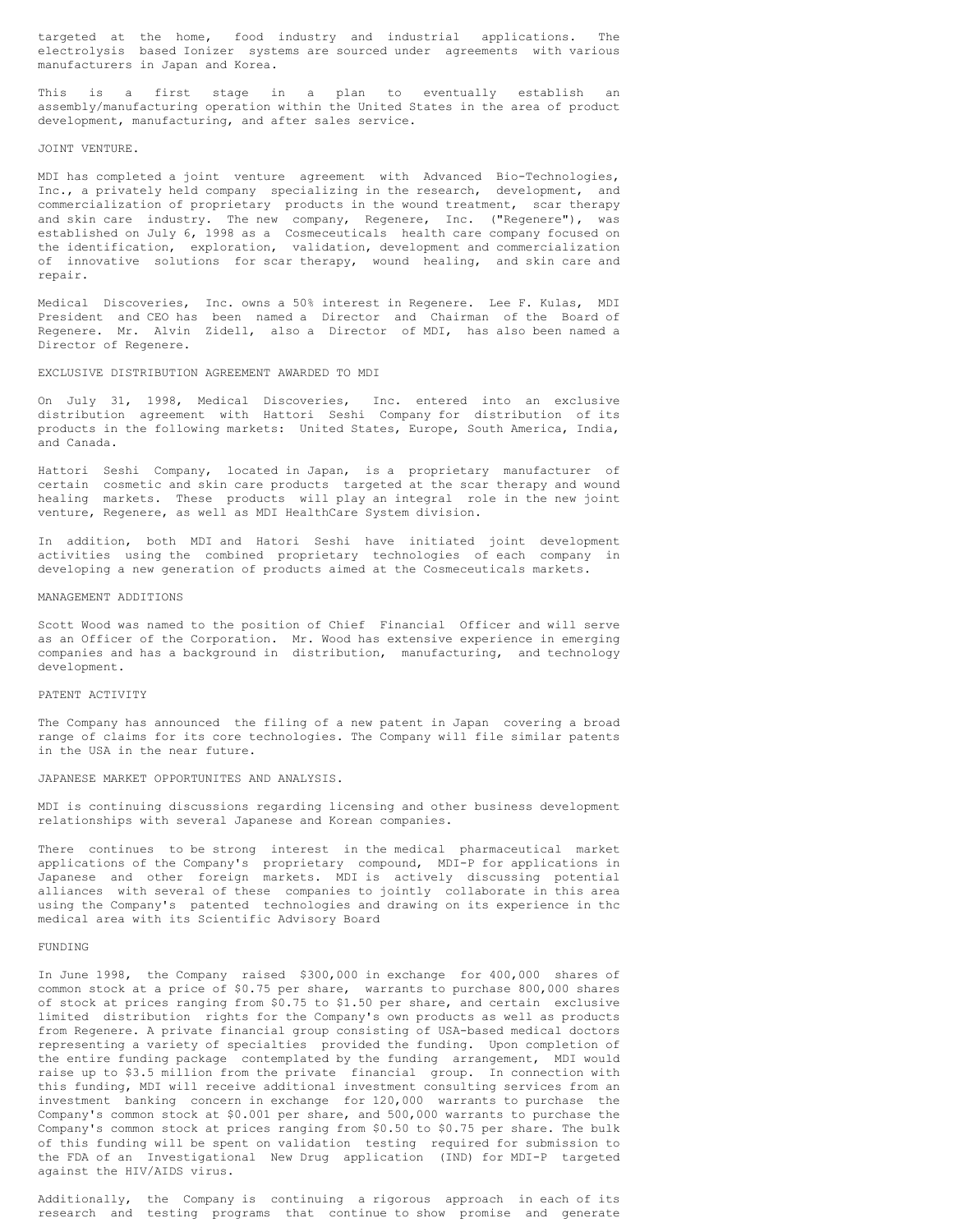targeted at the home, food industry and industrial applications. The electrolysis based Ionizer systems are sourced under agreements with various manufacturers in Japan and Korea.

This is a first stage in a plan to eventually establish an assembly/manufacturing operation within the United States in the area of product development, manufacturing, and after sales service.

## JOINT VENTURE.

MDI has completed a joint venture agreement with Advanced Bio-Technologies, Inc., a privately held company specializing in the research, development, and commercialization of proprietary products in the wound treatment, scar therapy and skin care industry. The new company, Regenere, Inc. ("Regenere"), was established on July 6, 1998 as a Cosmeceuticals health care company focused on the identification, exploration, validation, development and commercialization of innovative solutions for scar therapy, wound healing, and skin care and repair.

Medical Discoveries, Inc. owns a 50% interest in Regenere. Lee F. Kulas, MDI President and CEO has been named a Director and Chairman of the Board of Regenere. Mr. Alvin Zidell, also a Director of MDI, has also been named a Director of Regenere.

## EXCLUSIVE DISTRIBUTION AGREEMENT AWARDED TO MDI

On July 31, 1998, Medical Discoveries, Inc. entered into an exclusive distribution agreement with Hattori Seshi Company for distribution of its products in the following markets: United States, Europe, South America, India, and Canada.

Hattori Seshi Company, located in Japan, is a proprietary manufacturer of certain cosmetic and skin care products targeted at the scar therapy and wound healing markets. These products will play an integral role in the new joint venture, Regenere, as well as MDI HealthCare System division.

In addition, both MDI and Hatori Seshi have initiated joint development activities using the combined proprietary technologies of each company in developing a new generation of products aimed at the Cosmeceuticals markets.

## MANAGEMENT ADDITIONS

Scott Wood was named to the position of Chief Financial Officer and will serve as an Officer of the Corporation. Mr. Wood has extensive experience in emerging companies and has a background in distribution, manufacturing, and technology development.

## PATENT ACTIVITY

The Company has announced the filing of a new patent in Japan covering a broad range of claims for its core technologies. The Company will file similar patents in the USA in the near future.

## JAPANESE MARKET OPPORTUNITES AND ANALYSIS.

MDI is continuing discussions regarding licensing and other business development relationships with several Japanese and Korean companies.

There continues to be strong interest in the medical pharmaceutical market applications of the Company's proprietary compound, MDI-P for applications in Japanese and other foreign markets. MDI is actively discussing potential alliances with several of these companies to jointly collaborate in this area using the Company's patented technologies and drawing on its experience in thc medical area with its Scientific Advisory Board

## FUNDING

In June 1998, the Company raised $300,000 in exchange for 400,000 shares of common stock at a price of $0.75 per share, warrants to purchase 800,000 shares of stock at prices ranging from $0.75 to $1.50 per share, and certain exclusive limited distribution rights for the Company's own products as well as products from Regenere. A private financial group consisting of USA-based medical doctors representing a variety of specialties provided the funding. Upon completion of the entire funding package contemplated by the funding arrangement, MDI would raise up to $3.5 million from the private financial group. In connection with this funding, MDI will receive additional investment consulting services from an investment banking concern in exchange for 120,000 warrants to purchase the Company's common stock at $0.001 per share, and 500,000 warrants to purchase the Company's common stock at prices ranging from $0.50 to $0.75 per share. The bulk of this funding will be spent on validation testing required for submission to the FDA of an Investigational New Drug application (IND) for MDI-P targeted against the HIV/AIDS virus.

Additionally, the Company is continuing a rigorous approach in each of its research and testing programs that continue to show promise and generate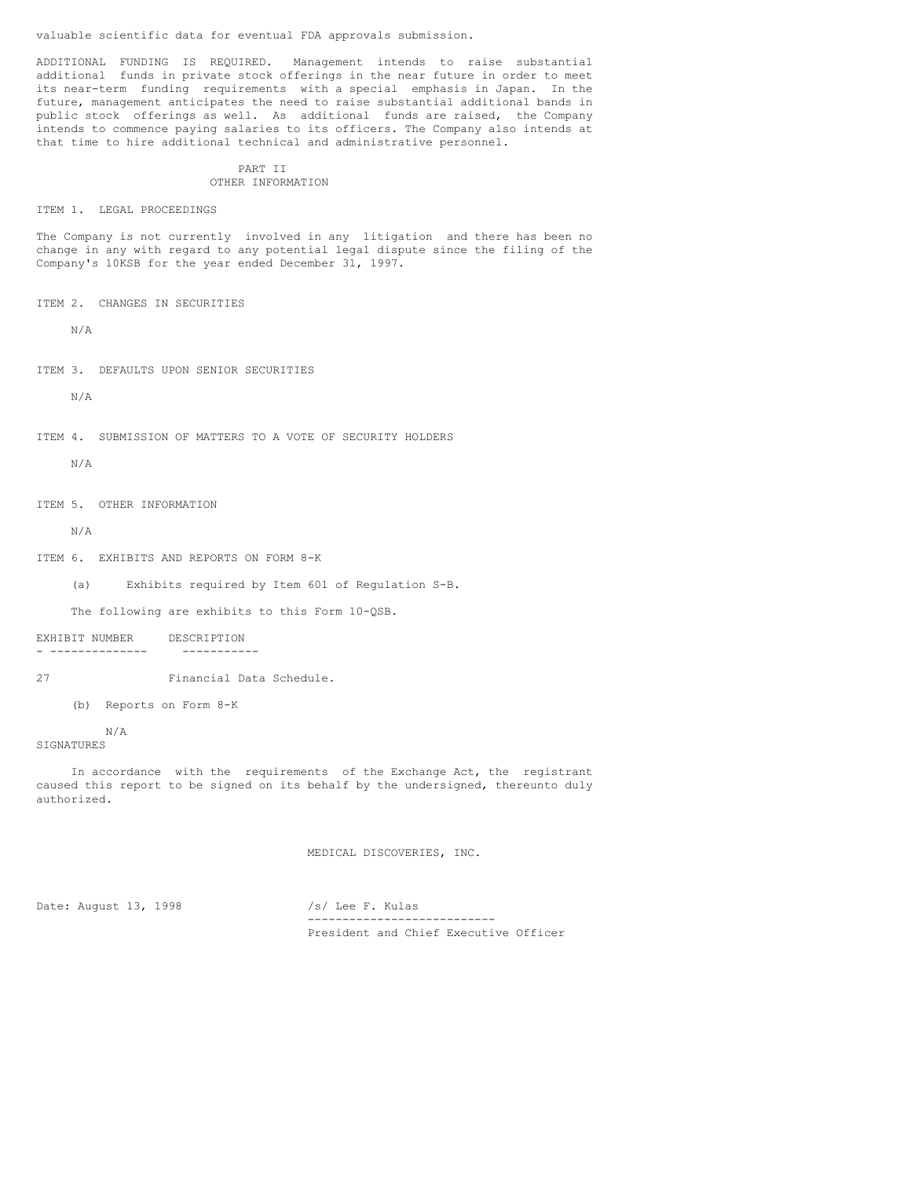valuable scientific data for eventual FDA approvals submission.

ADDITIONAL FUNDING IS REQUIRED. Management intends to raise substantial additional funds in private stock offerings in the near future in order to meet its near-term funding requirements with a special emphasis in Japan. In the future, management anticipates the need to raise substantial additional bands in public stock offerings as well. As additional funds are raised, the Company intends to commence paying salaries to its officers. The Company also intends at that time to hire additional technical and administrative personnel.

## PART II
## OTHER INFORMATION

### ITEM 1. LEGAL PROCEEDINGS

The Company is not currently involved in any litigation and there has been no change in any with regard to any potential legal dispute since the filing of the Company's 10KSB for the year ended December 31, 1997.

### ITEM 2. CHANGES IN SECURITIES

N/A

### ITEM 3. DEFAULTS UPON SENIOR SECURITIES

N/A

### ITEM 4. SUBMISSION OF MATTERS TO A VOTE OF SECURITY HOLDERS

N/A

### ITEM 5. OTHER INFORMATION

N/A

### ITEM 6. EXHIBITS AND REPORTS ON FORM 8-K

(a) Exhibits required by Item 601 of Regulation S-B.

The following are exhibits to this Form 10-QSB.

| EXHIBIT NUMBER | DESCRIPTION |
|---|---|
| 27 | Financial Data Schedule. |

(b) Reports on Form 8-K

N/A

SIGNATURES

In accordance with the requirements of the Exchange Act, the registrant caused this report to be signed on its behalf by the undersigned, thereunto duly authorized.

MEDICAL DISCOVERIES, INC.

Date: August 13, 1998

/s/ Lee F. Kulas

President and Chief Executive Officer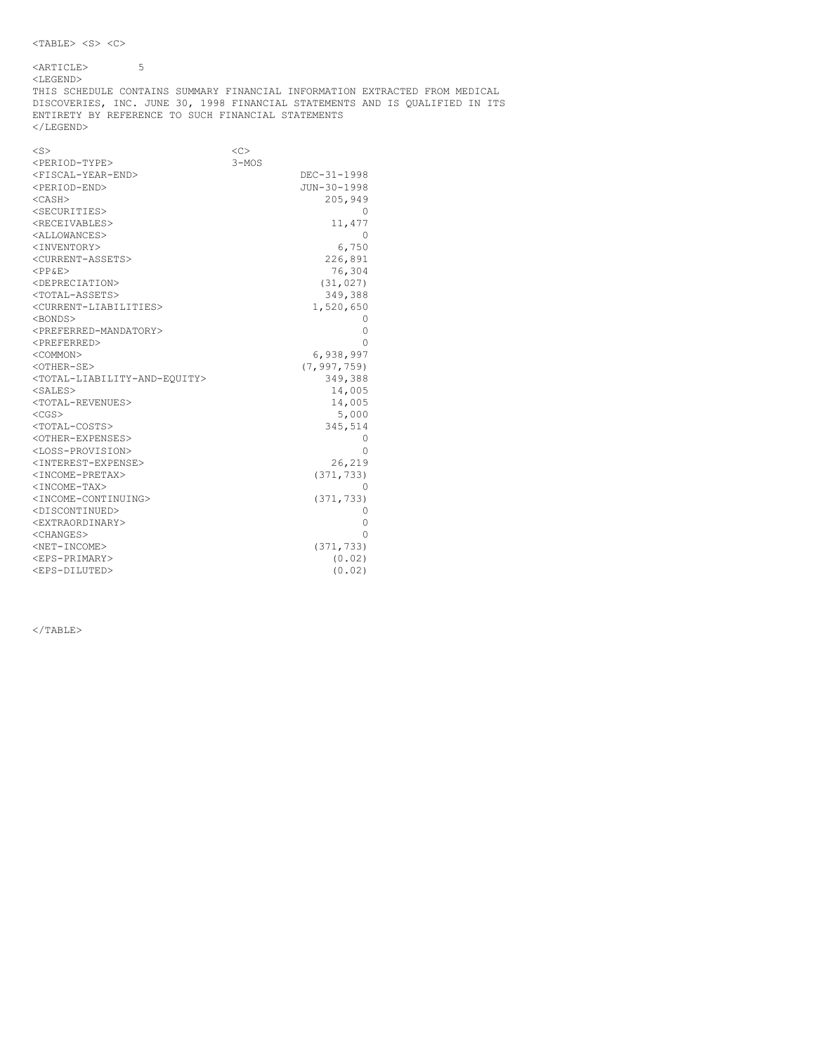<TABLE> <S> <C>

<ARTICLE> 5

<LEGEND>
THIS SCHEDULE CONTAINS SUMMARY FINANCIAL INFORMATION EXTRACTED FROM MEDICAL DISCOVERIES, INC. JUNE 30, 1998 FINANCIAL STATEMENTS AND IS QUALIFIED IN ITS ENTIRETY BY REFERENCE TO SUCH FINANCIAL STATEMENTS
</LEGEND>

| <S> | <C> |
|---|---|
| <PERIOD-TYPE> | 3-MOS |
| <FISCAL-YEAR-END> | DEC-31-1998 |
| <PERIOD-END> | JUN-30-1998 |
| <CASH> | 205,949 |
| <SECURITIES> | 0 |
| <RECEIVABLES> | 11,477 |
| <ALLOWANCES> | 0 |
| <INVENTORY> | 6,750 |
| <CURRENT-ASSETS> | 226,891 |
| <PP&E> | 76,304 |
| <DEPRECIATION> | (31,027) |
| <TOTAL-ASSETS> | 349,388 |
| <CURRENT-LIABILITIES> | 1,520,650 |
| <BONDS> | 0 |
| <PREFERRED-MANDATORY> | 0 |
| <PREFERRED> | 0 |
| <COMMON> | 6,938,997 |
| <OTHER-SE> | (7,997,759) |
| <TOTAL-LIABILITY-AND-EQUITY> | 349,388 |
| <SALES> | 14,005 |
| <TOTAL-REVENUES> | 14,005 |
| <CGS> | 5,000 |
| <TOTAL-COSTS> | 345,514 |
| <OTHER-EXPENSES> | 0 |
| <LOSS-PROVISION> | 0 |
| <INTEREST-EXPENSE> | 26,219 |
| <INCOME-PRETAX> | (371,733) |
| <INCOME-TAX> | 0 |
| <INCOME-CONTINUING> | (371,733) |
| <DISCONTINUED> | 0 |
| <EXTRAORDINARY> | 0 |
| <CHANGES> | 0 |
| <NET-INCOME> | (371,733) |
| <EPS-PRIMARY> | (0.02) |
| <EPS-DILUTED> | (0.02) |

</TABLE>